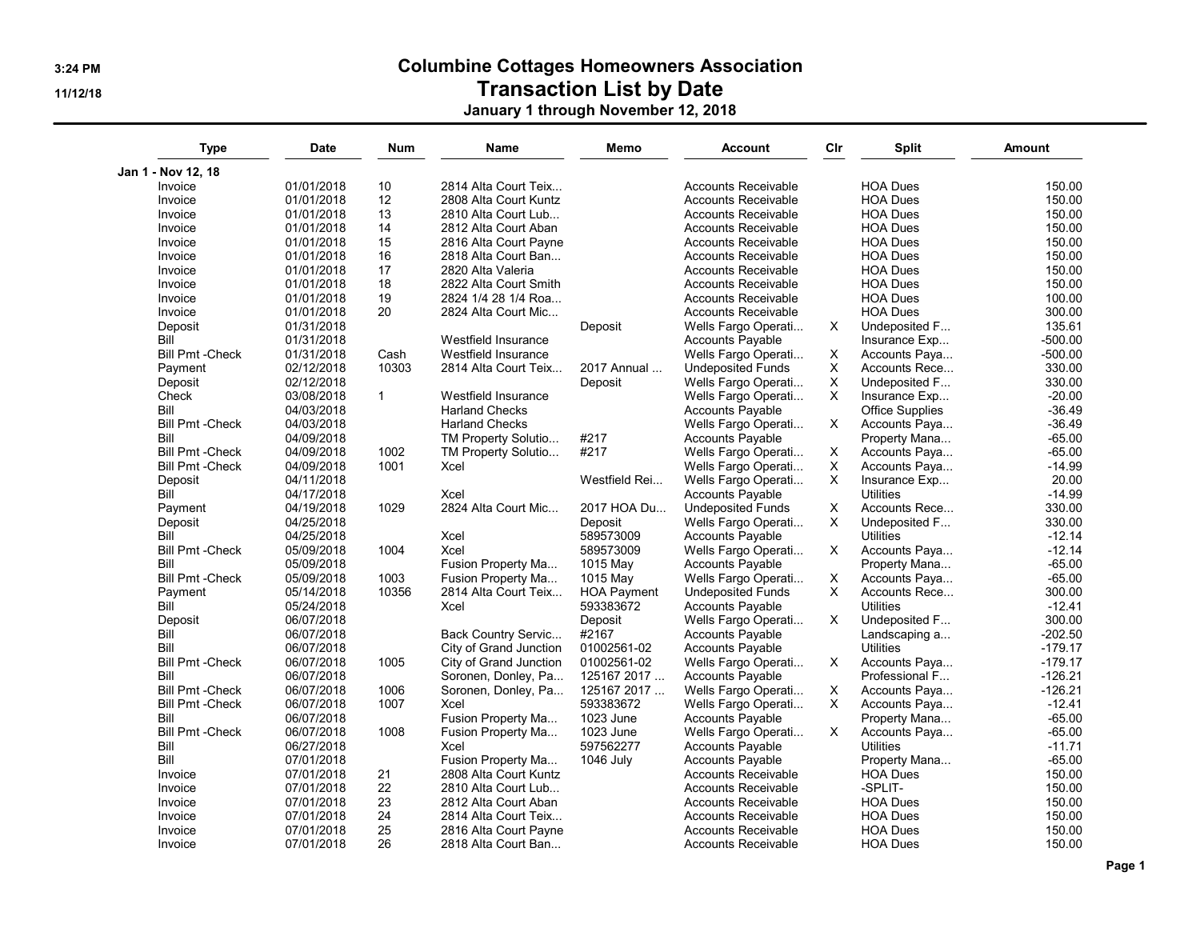# Columbine Cottages Homeowners Association

## Transaction List by Date

### January 1 through November 12, 2018

| Type | Date | Num | Name | Memo | Account | Clr | Split | Amount |
|---|---|---|---|---|---|---|---|---|
| **Jan 1 - Nov 12, 18** | | | | | | | | |
| Invoice | 01/01/2018 | 10 | 2814 Alta Court Teix... | | Accounts Receivable | | HOA Dues | 150.00 |
| Invoice | 01/01/2018 | 12 | 2808 Alta Court Kuntz | | Accounts Receivable | | HOA Dues | 150.00 |
| Invoice | 01/01/2018 | 13 | 2810 Alta Court Lub... | | Accounts Receivable | | HOA Dues | 150.00 |
| Invoice | 01/01/2018 | 14 | 2812 Alta Court Aban | | Accounts Receivable | | HOA Dues | 150.00 |
| Invoice | 01/01/2018 | 15 | 2816 Alta Court Payne | | Accounts Receivable | | HOA Dues | 150.00 |
| Invoice | 01/01/2018 | 16 | 2818 Alta Court Ban... | | Accounts Receivable | | HOA Dues | 150.00 |
| Invoice | 01/01/2018 | 17 | 2820 Alta Valeria | | Accounts Receivable | | HOA Dues | 150.00 |
| Invoice | 01/01/2018 | 18 | 2822 Alta Court Smith | | Accounts Receivable | | HOA Dues | 150.00 |
| Invoice | 01/01/2018 | 19 | 2824 1/4 28 1/4 Roa... | | Accounts Receivable | | HOA Dues | 100.00 |
| Invoice | 01/01/2018 | 20 | 2824 Alta Court Mic... | | Accounts Receivable | | HOA Dues | 300.00 |
| Deposit | 01/31/2018 | | | Deposit | Wells Fargo Operati... | X | Undeposited F... | 135.61 |
| Bill | 01/31/2018 | | Westfield Insurance | | Accounts Payable | | Insurance Exp... | -500.00 |
| Bill Pmt -Check | 01/31/2018 | Cash | Westfield Insurance | | Wells Fargo Operati... | X | Accounts Paya... | -500.00 |
| Payment | 02/12/2018 | 10303 | 2814 Alta Court Teix... | 2017 Annual ... | Undeposited Funds | X | Accounts Rece... | 330.00 |
| Deposit | 02/12/2018 | | | Deposit | Wells Fargo Operati... | X | Undeposited F... | 330.00 |
| Check | 03/08/2018 | 1 | Westfield Insurance | | Wells Fargo Operati... | X | Insurance Exp... | -20.00 |
| Bill | 04/03/2018 | | Harland Checks | | Accounts Payable | | Office Supplies | -36.49 |
| Bill Pmt -Check | 04/03/2018 | | Harland Checks | | Wells Fargo Operati... | X | Accounts Paya... | -36.49 |
| Bill | 04/09/2018 | | TM Property Solutio... | #217 | Accounts Payable | | Property Mana... | -65.00 |
| Bill Pmt -Check | 04/09/2018 | 1002 | TM Property Solutio... | #217 | Wells Fargo Operati... | X | Accounts Paya... | -65.00 |
| Bill Pmt -Check | 04/09/2018 | 1001 | Xcel | | Wells Fargo Operati... | X | Accounts Paya... | -14.99 |
| Deposit | 04/11/2018 | | | Westfield Rei... | Wells Fargo Operati... | X | Insurance Exp... | 20.00 |
| Bill | 04/17/2018 | | Xcel | | Accounts Payable | | Utilities | -14.99 |
| Payment | 04/19/2018 | 1029 | 2824 Alta Court Mic... | 2017 HOA Du... | Undeposited Funds | X | Accounts Rece... | 330.00 |
| Deposit | 04/25/2018 | | | Deposit | Wells Fargo Operati... | X | Undeposited F... | 330.00 |
| Bill | 04/25/2018 | | Xcel | 589573009 | Accounts Payable | | Utilities | -12.14 |
| Bill Pmt -Check | 05/09/2018 | 1004 | Xcel | 589573009 | Wells Fargo Operati... | X | Accounts Paya... | -12.14 |
| Bill | 05/09/2018 | | Fusion Property Ma... | 1015 May | Accounts Payable | | Property Mana... | -65.00 |
| Bill Pmt -Check | 05/09/2018 | 1003 | Fusion Property Ma... | 1015 May | Wells Fargo Operati... | X | Accounts Paya... | -65.00 |
| Payment | 05/14/2018 | 10356 | 2814 Alta Court Teix... | HOA Payment | Undeposited Funds | X | Accounts Rece... | 300.00 |
| Bill | 05/24/2018 | | Xcel | 593383672 | Accounts Payable | | Utilities | -12.41 |
| Deposit | 06/07/2018 | | | Deposit | Wells Fargo Operati... | X | Undeposited F... | 300.00 |
| Bill | 06/07/2018 | | Back Country Servic... | #2167 | Accounts Payable | | Landscaping a... | -202.50 |
| Bill | 06/07/2018 | | City of Grand Junction | 01002561-02 | Accounts Payable | | Utilities | -179.17 |
| Bill Pmt -Check | 06/07/2018 | 1005 | City of Grand Junction | 01002561-02 | Wells Fargo Operati... | X | Accounts Paya... | -179.17 |
| Bill | 06/07/2018 | | Soronen, Donley, Pa... | 125167 2017 ... | Accounts Payable | | Professional F... | -126.21 |
| Bill Pmt -Check | 06/07/2018 | 1006 | Soronen, Donley, Pa... | 125167 2017 ... | Wells Fargo Operati... | X | Accounts Paya... | -126.21 |
| Bill Pmt -Check | 06/07/2018 | 1007 | Xcel | 593383672 | Wells Fargo Operati... | X | Accounts Paya... | -12.41 |
| Bill | 06/07/2018 | | Fusion Property Ma... | 1023 June | Accounts Payable | | Property Mana... | -65.00 |
| Bill Pmt -Check | 06/07/2018 | 1008 | Fusion Property Ma... | 1023 June | Wells Fargo Operati... | X | Accounts Paya... | -65.00 |
| Bill | 06/27/2018 | | Xcel | 597562277 | Accounts Payable | | Utilities | -11.71 |
| Bill | 07/01/2018 | | Fusion Property Ma... | 1046 July | Accounts Payable | | Property Mana... | -65.00 |
| Invoice | 07/01/2018 | 21 | 2808 Alta Court Kuntz | | Accounts Receivable | | HOA Dues | 150.00 |
| Invoice | 07/01/2018 | 22 | 2810 Alta Court Lub... | | Accounts Receivable | | -SPLIT- | 150.00 |
| Invoice | 07/01/2018 | 23 | 2812 Alta Court Aban | | Accounts Receivable | | HOA Dues | 150.00 |
| Invoice | 07/01/2018 | 24 | 2814 Alta Court Teix... | | Accounts Receivable | | HOA Dues | 150.00 |
| Invoice | 07/01/2018 | 25 | 2816 Alta Court Payne | | Accounts Receivable | | HOA Dues | 150.00 |
| Invoice | 07/01/2018 | 26 | 2818 Alta Court Ban... | | Accounts Receivable | | HOA Dues | 150.00 |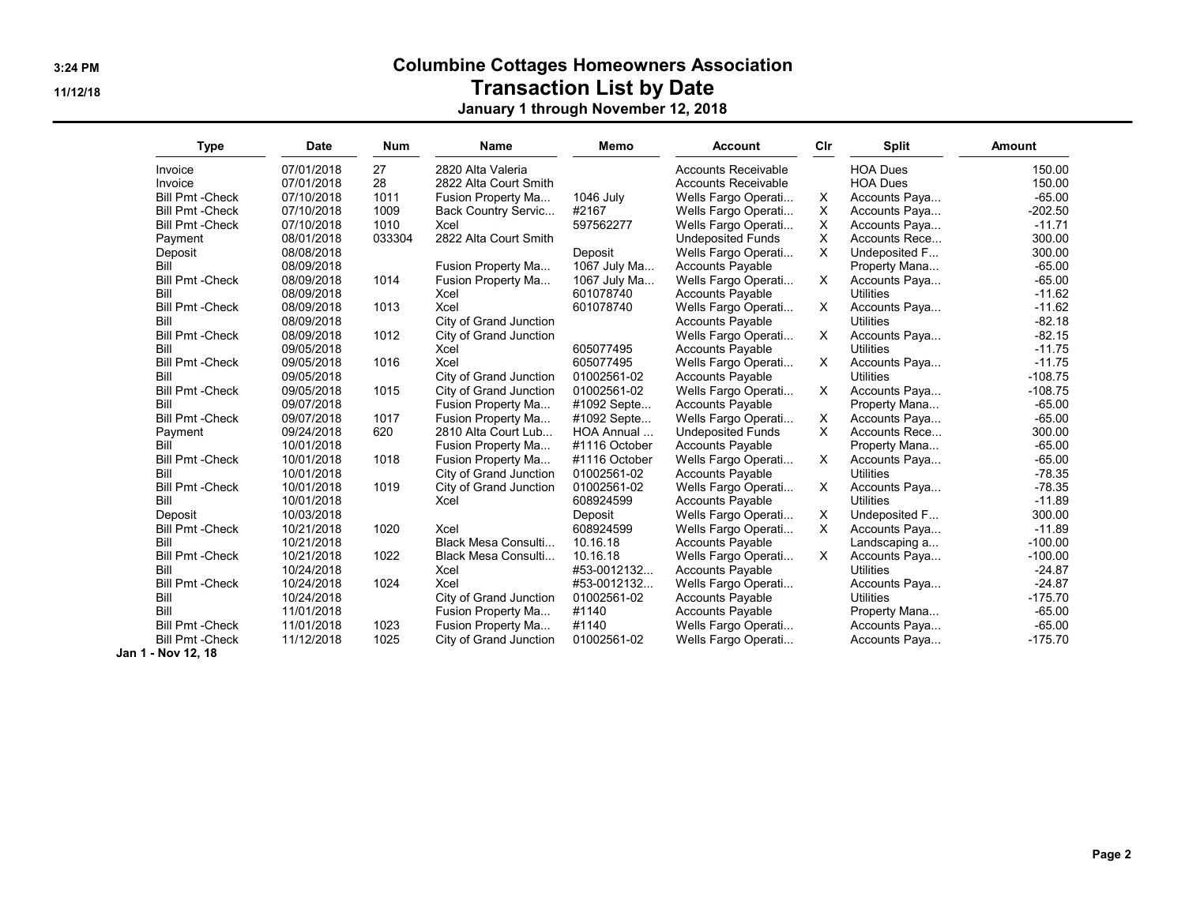# Columbine Cottages Homeowners Association

## Transaction List by Date

### January 1 through November 12, 2018

3:24 PM

11/12/18

| Type | Date | Num | Name | Memo | Account | Clr | Split | Amount |
|---|---|---|---|---|---|---|---|---|
| Invoice | 07/01/2018 | 27 | 2820 Alta Valeria | | Accounts Receivable | | HOA Dues | 150.00 |
| Invoice | 07/01/2018 | 28 | 2822 Alta Court Smith | | Accounts Receivable | | HOA Dues | 150.00 |
| Bill Pmt -Check | 07/10/2018 | 1011 | Fusion Property Ma... | 1046 July | Wells Fargo Operati... | X | Accounts Paya... | -65.00 |
| Bill Pmt -Check | 07/10/2018 | 1009 | Back Country Servic... | #2167 | Wells Fargo Operati... | X | Accounts Paya... | -202.50 |
| Bill Pmt -Check | 07/10/2018 | 1010 | Xcel | 597562277 | Wells Fargo Operati... | X | Accounts Paya... | -11.71 |
| Payment | 08/01/2018 | 033304 | 2822 Alta Court Smith | | Undeposited Funds | X | Accounts Rece... | 300.00 |
| Deposit | 08/08/2018 | | | Deposit | Wells Fargo Operati... | X | Undeposited F... | 300.00 |
| Bill | 08/09/2018 | | Fusion Property Ma... | 1067 July Ma... | Accounts Payable | | Property Mana... | -65.00 |
| Bill Pmt -Check | 08/09/2018 | 1014 | Fusion Property Ma... | 1067 July Ma... | Wells Fargo Operati... | X | Accounts Paya... | -65.00 |
| Bill | 08/09/2018 | | Xcel | 601078740 | Accounts Payable | | Utilities | -11.62 |
| Bill Pmt -Check | 08/09/2018 | 1013 | Xcel | 601078740 | Wells Fargo Operati... | X | Accounts Paya... | -11.62 |
| Bill | 08/09/2018 | | City of Grand Junction | | Accounts Payable | | Utilities | -82.18 |
| Bill Pmt -Check | 08/09/2018 | 1012 | City of Grand Junction | | Wells Fargo Operati... | X | Accounts Paya... | -82.15 |
| Bill | 09/05/2018 | | Xcel | 605077495 | Accounts Payable | | Utilities | -11.75 |
| Bill Pmt -Check | 09/05/2018 | 1016 | Xcel | 605077495 | Wells Fargo Operati... | X | Accounts Paya... | -11.75 |
| Bill | 09/05/2018 | | City of Grand Junction | 01002561-02 | Accounts Payable | | Utilities | -108.75 |
| Bill Pmt -Check | 09/05/2018 | 1015 | City of Grand Junction | 01002561-02 | Wells Fargo Operati... | X | Accounts Paya... | -108.75 |
| Bill | 09/07/2018 | | Fusion Property Ma... | #1092 Septe... | Accounts Payable | | Property Mana... | -65.00 |
| Bill Pmt -Check | 09/07/2018 | 1017 | Fusion Property Ma... | #1092 Septe... | Wells Fargo Operati... | X | Accounts Paya... | -65.00 |
| Payment | 09/24/2018 | 620 | 2810 Alta Court Lub... | HOA Annual ... | Undeposited Funds | X | Accounts Rece... | 300.00 |
| Bill | 10/01/2018 | | Fusion Property Ma... | #1116 October | Accounts Payable | | Property Mana... | -65.00 |
| Bill Pmt -Check | 10/01/2018 | 1018 | Fusion Property Ma... | #1116 October | Wells Fargo Operati... | X | Accounts Paya... | -65.00 |
| Bill | 10/01/2018 | | City of Grand Junction | 01002561-02 | Accounts Payable | | Utilities | -78.35 |
| Bill Pmt -Check | 10/01/2018 | 1019 | City of Grand Junction | 01002561-02 | Wells Fargo Operati... | X | Accounts Paya... | -78.35 |
| Bill | 10/01/2018 | | Xcel | 608924599 | Accounts Payable | | Utilities | -11.89 |
| Deposit | 10/03/2018 | | | Deposit | Wells Fargo Operati... | X | Undeposited F... | 300.00 |
| Bill Pmt -Check | 10/21/2018 | 1020 | Xcel | 608924599 | Wells Fargo Operati... | X | Accounts Paya... | -11.89 |
| Bill | 10/21/2018 | | Black Mesa Consulti... | 10.16.18 | Accounts Payable | | Landscaping a... | -100.00 |
| Bill Pmt -Check | 10/21/2018 | 1022 | Black Mesa Consulti... | 10.16.18 | Wells Fargo Operati... | X | Accounts Paya... | -100.00 |
| Bill | 10/24/2018 | | Xcel | #53-0012132... | Accounts Payable | | Utilities | -24.87 |
| Bill Pmt -Check | 10/24/2018 | 1024 | Xcel | #53-0012132... | Wells Fargo Operati... | | Accounts Paya... | -24.87 |
| Bill | 10/24/2018 | | City of Grand Junction | 01002561-02 | Accounts Payable | | Utilities | -175.70 |
| Bill | 11/01/2018 | | Fusion Property Ma... | #1140 | Accounts Payable | | Property Mana... | -65.00 |
| Bill Pmt -Check | 11/01/2018 | 1023 | Fusion Property Ma... | #1140 | Wells Fargo Operati... | | Accounts Paya... | -65.00 |
| Bill Pmt -Check | 11/12/2018 | 1025 | City of Grand Junction | 01002561-02 | Wells Fargo Operati... | | Accounts Paya... | -175.70 |

Jan 1 - Nov 12, 18